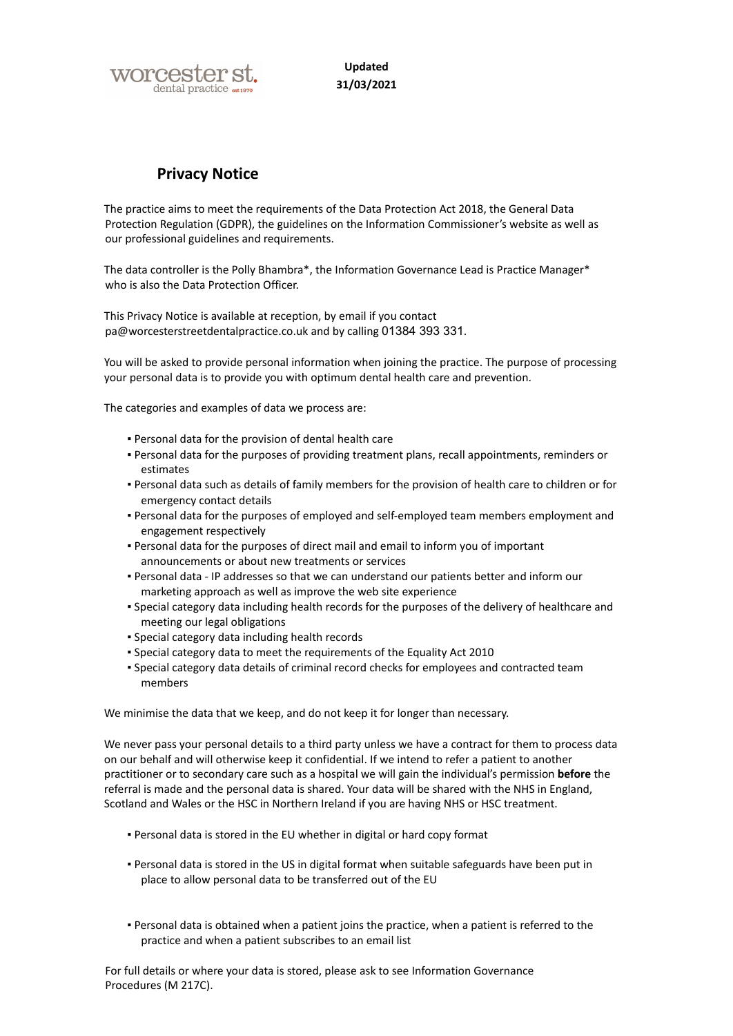worcester st.
dental practice est 1970

**Updated 31/03/2021**

# Privacy Notice

The practice aims to meet the requirements of the Data Protection Act 2018, the General Data Protection Regulation (GDPR), the guidelines on the Information Commissioner's website as well as our professional guidelines and requirements.

The data controller is the Polly Bhambra*, the Information Governance Lead is Practice Manager* who is also the Data Protection Officer.

This Privacy Notice is available at reception, by email if you contact pa@worcesterstreetdentalpractice.co.uk and by calling 01384 393 331.

You will be asked to provide personal information when joining the practice. The purpose of processing your personal data is to provide you with optimum dental health care and prevention.

The categories and examples of data we process are:

- Personal data for the provision of dental health care
- Personal data for the purposes of providing treatment plans, recall appointments, reminders or estimates
- Personal data such as details of family members for the provision of health care to children or for emergency contact details
- Personal data for the purposes of employed and self-employed team members employment and engagement respectively
- Personal data for the purposes of direct mail and email to inform you of important announcements or about new treatments or services
- Personal data - IP addresses so that we can understand our patients better and inform our marketing approach as well as improve the web site experience
- Special category data including health records for the purposes of the delivery of healthcare and meeting our legal obligations
- Special category data including health records
- Special category data to meet the requirements of the Equality Act 2010
- Special category data details of criminal record checks for employees and contracted team members

We minimise the data that we keep, and do not keep it for longer than necessary.

We never pass your personal details to a third party unless we have a contract for them to process data on our behalf and will otherwise keep it confidential. If we intend to refer a patient to another practitioner or to secondary care such as a hospital we will gain the individual's permission **before** the referral is made and the personal data is shared. Your data will be shared with the NHS in England, Scotland and Wales or the HSC in Northern Ireland if you are having NHS or HSC treatment.

- Personal data is stored in the EU whether in digital or hard copy format
- Personal data is stored in the US in digital format when suitable safeguards have been put in place to allow personal data to be transferred out of the EU
- Personal data is obtained when a patient joins the practice, when a patient is referred to the practice and when a patient subscribes to an email list

For full details or where your data is stored, please ask to see Information Governance Procedures (M 217C).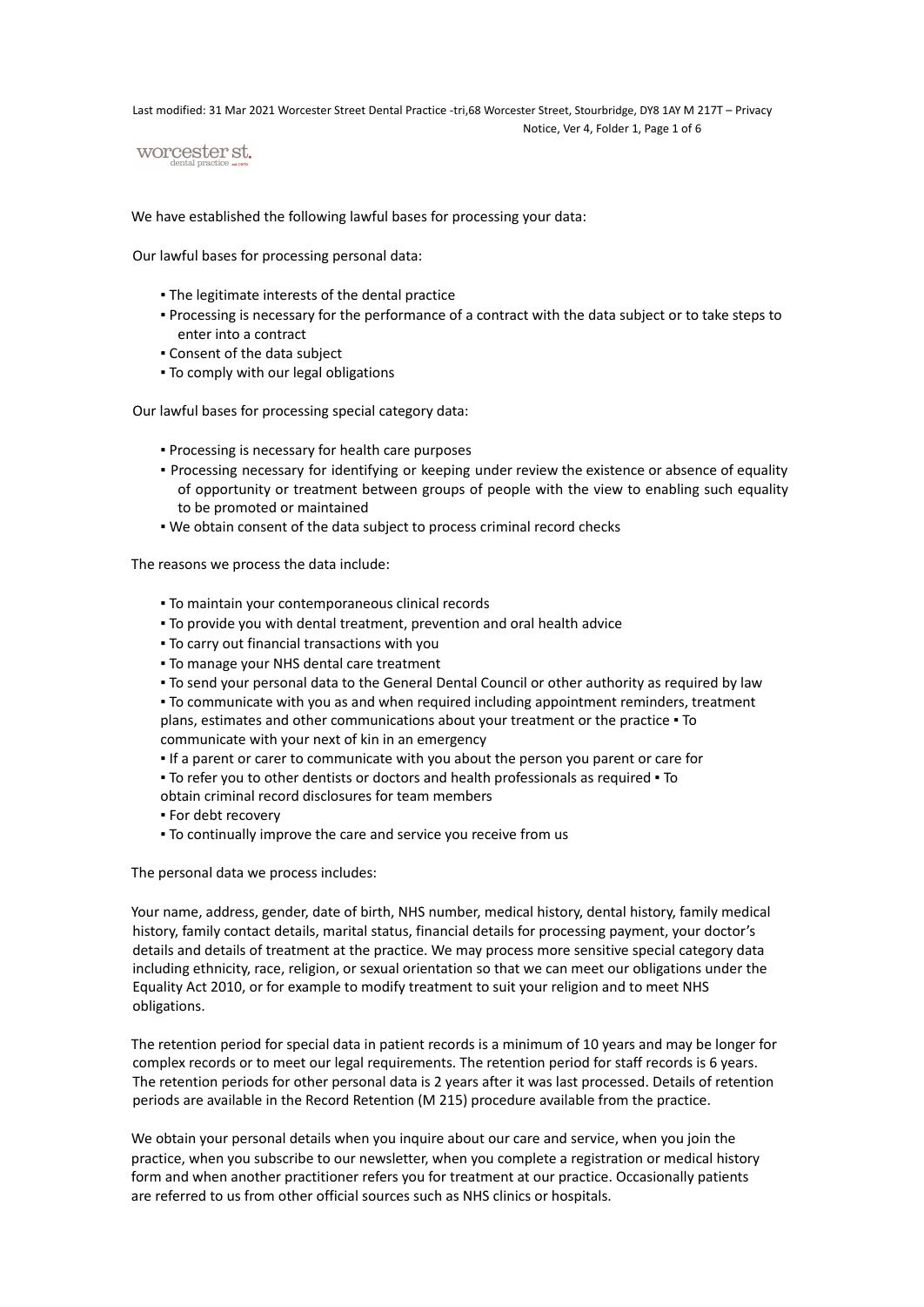We have established the following lawful bases for processing your data:

Our lawful bases for processing personal data:

- The legitimate interests of the dental practice
- Processing is necessary for the performance of a contract with the data subject or to take steps to enter into a contract
- Consent of the data subject
- To comply with our legal obligations

Our lawful bases for processing special category data:

- Processing is necessary for health care purposes
- Processing necessary for identifying or keeping under review the existence or absence of equality of opportunity or treatment between groups of people with the view to enabling such equality to be promoted or maintained
- We obtain consent of the data subject to process criminal record checks

The reasons we process the data include:

- To maintain your contemporaneous clinical records
- To provide you with dental treatment, prevention and oral health advice
- To carry out financial transactions with you
- To manage your NHS dental care treatment
- To send your personal data to the General Dental Council or other authority as required by law
- To communicate with you as and when required including appointment reminders, treatment plans, estimates and other communications about your treatment or the practice
- To communicate with your next of kin in an emergency
- If a parent or carer to communicate with you about the person you parent or care for
- To refer you to other dentists or doctors and health professionals as required
- To obtain criminal record disclosures for team members
- For debt recovery
- To continually improve the care and service you receive from us

The personal data we process includes:

Your name, address, gender, date of birth, NHS number, medical history, dental history, family medical history, family contact details, marital status, financial details for processing payment, your doctor's details and details of treatment at the practice. We may process more sensitive special category data including ethnicity, race, religion, or sexual orientation so that we can meet our obligations under the Equality Act 2010, or for example to modify treatment to suit your religion and to meet NHS obligations.

The retention period for special data in patient records is a minimum of 10 years and may be longer for complex records or to meet our legal requirements. The retention period for staff records is 6 years. The retention periods for other personal data is 2 years after it was last processed. Details of retention periods are available in the Record Retention (M 215) procedure available from the practice.

We obtain your personal details when you inquire about our care and service, when you join the practice, when you subscribe to our newsletter, when you complete a registration or medical history form and when another practitioner refers you for treatment at our practice. Occasionally patients are referred to us from other official sources such as NHS clinics or hospitals.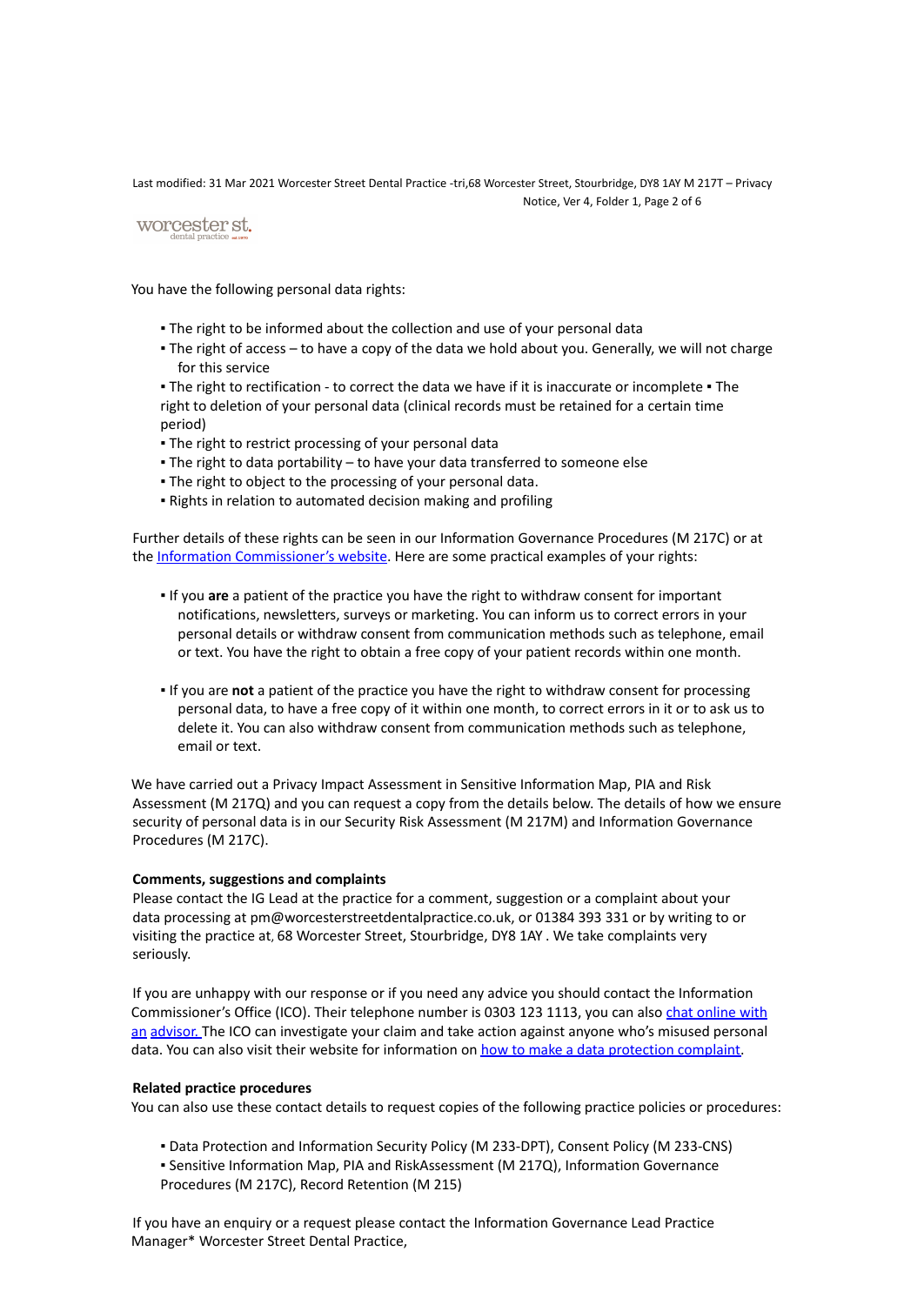You have the following personal data rights:

- The right to be informed about the collection and use of your personal data
- The right of access – to have a copy of the data we hold about you. Generally, we will not charge for this service
- The right to rectification - to correct the data we have if it is inaccurate or incomplete
- The right to deletion of your personal data (clinical records must be retained for a certain time period)
- The right to restrict processing of your personal data
- The right to data portability – to have your data transferred to someone else
- The right to object to the processing of your personal data.
- Rights in relation to automated decision making and profiling

Further details of these rights can be seen in our Information Governance Procedures (M 217C) or at the [Information Commissioner's website](). Here are some practical examples of your rights:

- If you **are** a patient of the practice you have the right to withdraw consent for important notifications, newsletters, surveys or marketing. You can inform us to correct errors in your personal details or withdraw consent from communication methods such as telephone, email or text. You have the right to obtain a free copy of your patient records within one month.

- If you are **not** a patient of the practice you have the right to withdraw consent for processing personal data, to have a free copy of it within one month, to correct errors in it or to ask us to delete it. You can also withdraw consent from communication methods such as telephone, email or text.

We have carried out a Privacy Impact Assessment in Sensitive Information Map, PIA and Risk Assessment (M 217Q) and you can request a copy from the details below. The details of how we ensure security of personal data is in our Security Risk Assessment (M 217M) and Information Governance Procedures (M 217C).

**Comments, suggestions and complaints**

Please contact the IG Lead at the practice for a comment, suggestion or a complaint about your data processing at pm@worcesterstreetdentalpractice.co.uk, or 01384 393 331 or by writing to or visiting the practice at, 68 Worcester Street, Stourbridge, DY8 1AY . We take complaints very seriously.

If you are unhappy with our response or if you need any advice you should contact the Information Commissioner's Office (ICO). Their telephone number is 0303 123 1113, you can also chat online with an advisor. The ICO can investigate your claim and take action against anyone who's misused personal data. You can also visit their website for information on how to make a data protection complaint.

**Related practice procedures**

You can also use these contact details to request copies of the following practice policies or procedures:

- Data Protection and Information Security Policy (M 233-DPT), Consent Policy (M 233-CNS)
- Sensitive Information Map, PIA and RiskAssessment (M 217Q), Information Governance Procedures (M 217C), Record Retention (M 215)

If you have an enquiry or a request please contact the Information Governance Lead Practice Manager* Worcester Street Dental Practice,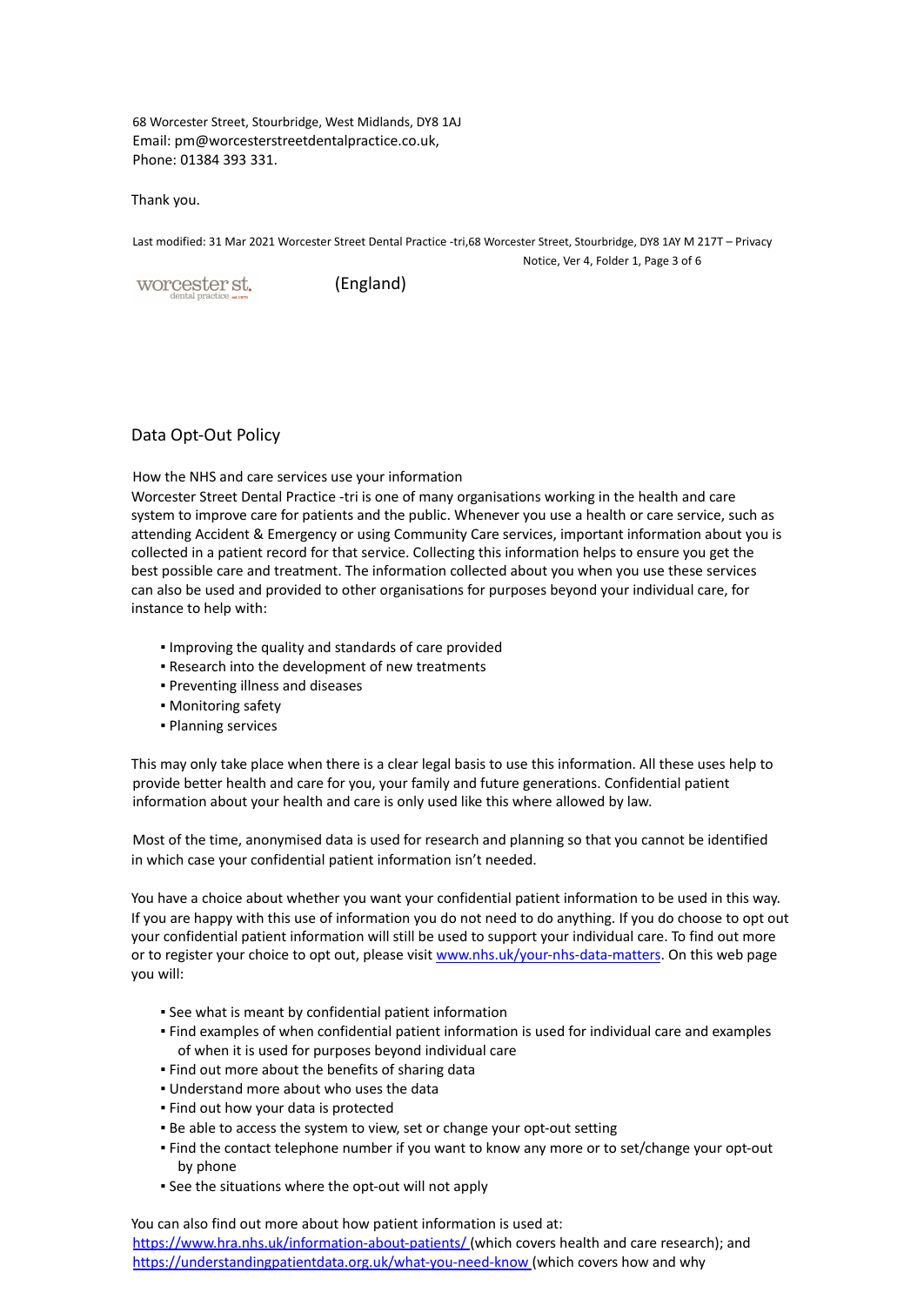68 Worcester Street, Stourbridge, West Midlands, DY8 1AJ
Email: pm@worcesterstreetdentalpractice.co.uk,
Phone: 01384 393 331.

Thank you.

## Data Opt-Out Policy

How the NHS and care services use your information

Worcester Street Dental Practice -tri is one of many organisations working in the health and care system to improve care for patients and the public. Whenever you use a health or care service, such as attending Accident & Emergency or using Community Care services, important information about you is collected in a patient record for that service. Collecting this information helps to ensure you get the best possible care and treatment. The information collected about you when you use these services can also be used and provided to other organisations for purposes beyond your individual care, for instance to help with:

- Improving the quality and standards of care provided
- Research into the development of new treatments
- Preventing illness and diseases
- Monitoring safety
- Planning services

This may only take place when there is a clear legal basis to use this information. All these uses help to provide better health and care for you, your family and future generations. Confidential patient information about your health and care is only used like this where allowed by law.

Most of the time, anonymised data is used for research and planning so that you cannot be identified in which case your confidential patient information isn't needed.

You have a choice about whether you want your confidential patient information to be used in this way. If you are happy with this use of information you do not need to do anything. If you do choose to opt out your confidential patient information will still be used to support your individual care. To find out more or to register your choice to opt out, please visit [www.nhs.uk/your-nhs-data-matters](www.nhs.uk/your-nhs-data-matters). On this web page you will:

- See what is meant by confidential patient information
- Find examples of when confidential patient information is used for individual care and examples of when it is used for purposes beyond individual care
- Find out more about the benefits of sharing data
- Understand more about who uses the data
- Find out how your data is protected
- Be able to access the system to view, set or change your opt-out setting
- Find the contact telephone number if you want to know any more or to set/change your opt-out by phone
- See the situations where the opt-out will not apply

You can also find out more about how patient information is used at:
[https://www.hra.nhs.uk/information-about-patients/](https://www.hra.nhs.uk/information-about-patients/) (which covers health and care research); and [https://understandingpatientdata.org.uk/what-you-need-know](https://understandingpatientdata.org.uk/what-you-need-know) (which covers how and why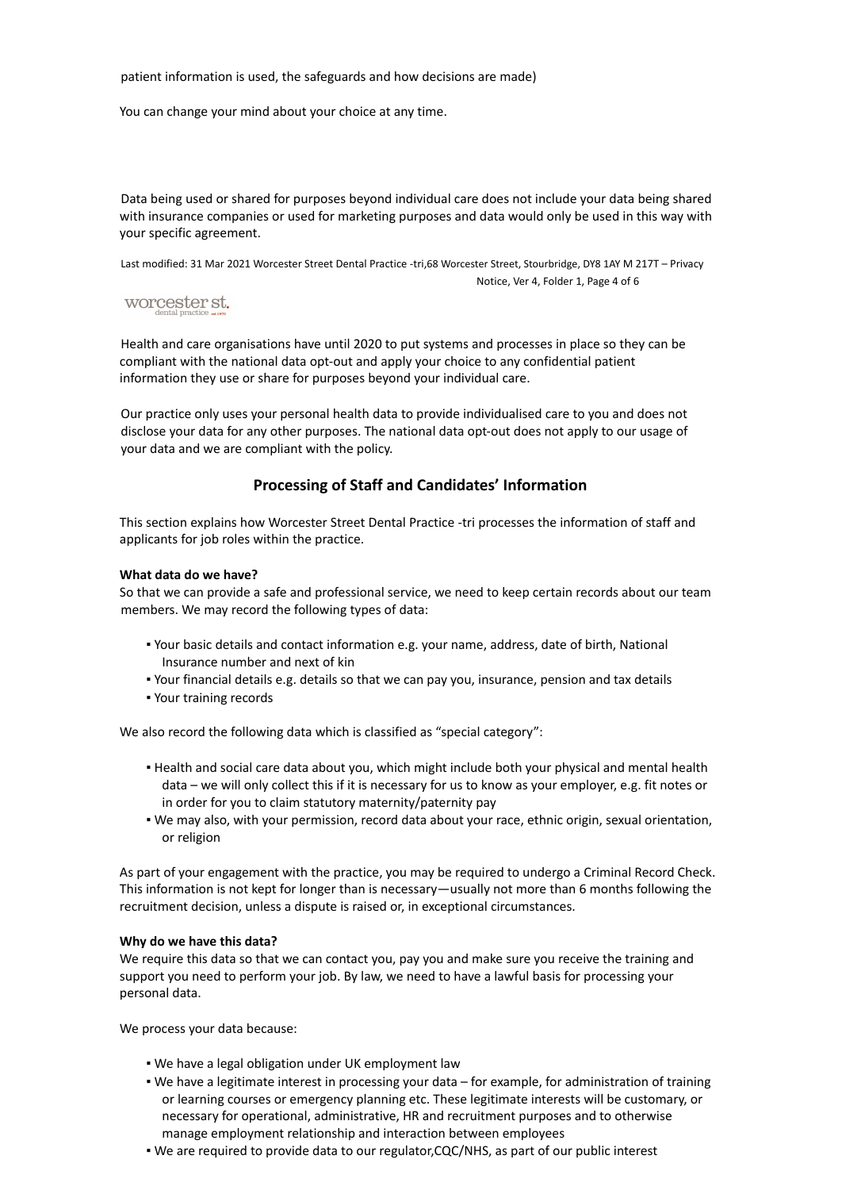patient information is used, the safeguards and how decisions are made)

You can change your mind about your choice at any time.

Data being used or shared for purposes beyond individual care does not include your data being shared with insurance companies or used for marketing purposes and data would only be used in this way with your specific agreement.

Health and care organisations have until 2020 to put systems and processes in place so they can be compliant with the national data opt-out and apply your choice to any confidential patient information they use or share for purposes beyond your individual care.

Our practice only uses your personal health data to provide individualised care to you and does not disclose your data for any other purposes. The national data opt-out does not apply to our usage of your data and we are compliant with the policy.

## Processing of Staff and Candidates' Information

This section explains how Worcester Street Dental Practice -tri processes the information of staff and applicants for job roles within the practice.

**What data do we have?**
So that we can provide a safe and professional service, we need to keep certain records about our team members. We may record the following types of data:

- Your basic details and contact information e.g. your name, address, date of birth, National Insurance number and next of kin
- Your financial details e.g. details so that we can pay you, insurance, pension and tax details
- Your training records

We also record the following data which is classified as "special category":

- Health and social care data about you, which might include both your physical and mental health data – we will only collect this if it is necessary for us to know as your employer, e.g. fit notes or in order for you to claim statutory maternity/paternity pay
- We may also, with your permission, record data about your race, ethnic origin, sexual orientation, or religion

As part of your engagement with the practice, you may be required to undergo a Criminal Record Check. This information is not kept for longer than is necessary—usually not more than 6 months following the recruitment decision, unless a dispute is raised or, in exceptional circumstances.

**Why do we have this data?**
We require this data so that we can contact you, pay you and make sure you receive the training and support you need to perform your job. By law, we need to have a lawful basis for processing your personal data.

We process your data because:

- We have a legal obligation under UK employment law
- We have a legitimate interest in processing your data – for example, for administration of training or learning courses or emergency planning etc. These legitimate interests will be customary, or necessary for operational, administrative, HR and recruitment purposes and to otherwise manage employment relationship and interaction between employees
- We are required to provide data to our regulator,CQC/NHS, as part of our public interest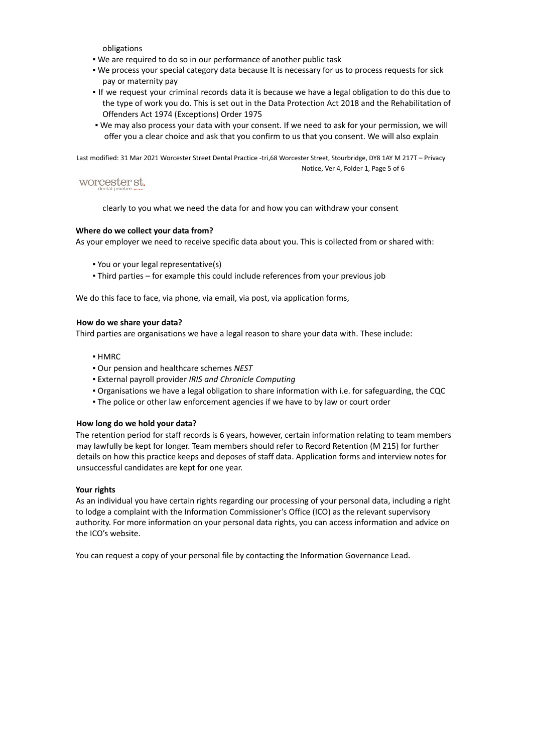obligations

- We are required to do so in our performance of another public task
- We process your special category data because It is necessary for us to process requests for sick pay or maternity pay
- If we request your criminal records data it is because we have a legal obligation to do this due to the type of work you do. This is set out in the Data Protection Act 2018 and the Rehabilitation of Offenders Act 1974 (Exceptions) Order 1975
- We may also process your data with your consent. If we need to ask for your permission, we will offer you a clear choice and ask that you confirm to us that you consent. We will also explain clearly to you what we need the data for and how you can withdraw your consent

**Where do we collect your data from?**

As your employer we need to receive specific data about you. This is collected from or shared with:

- You or your legal representative(s)
- Third parties – for example this could include references from your previous job

We do this face to face, via phone, via email, via post, via application forms,

**How do we share your data?**

Third parties are organisations we have a legal reason to share your data with. These include:

- HMRC
- Our pension and healthcare schemes *NEST*
- External payroll provider *IRIS and Chronicle Computing*
- Organisations we have a legal obligation to share information with i.e. for safeguarding, the CQC
- The police or other law enforcement agencies if we have to by law or court order

**How long do we hold your data?**

The retention period for staff records is 6 years, however, certain information relating to team members may lawfully be kept for longer. Team members should refer to Record Retention (M 215) for further details on how this practice keeps and deposes of staff data. Application forms and interview notes for unsuccessful candidates are kept for one year.

**Your rights**

As an individual you have certain rights regarding our processing of your personal data, including a right to lodge a complaint with the Information Commissioner's Office (ICO) as the relevant supervisory authority. For more information on your personal data rights, you can access information and advice on the ICO's website.

You can request a copy of your personal file by contacting the Information Governance Lead.